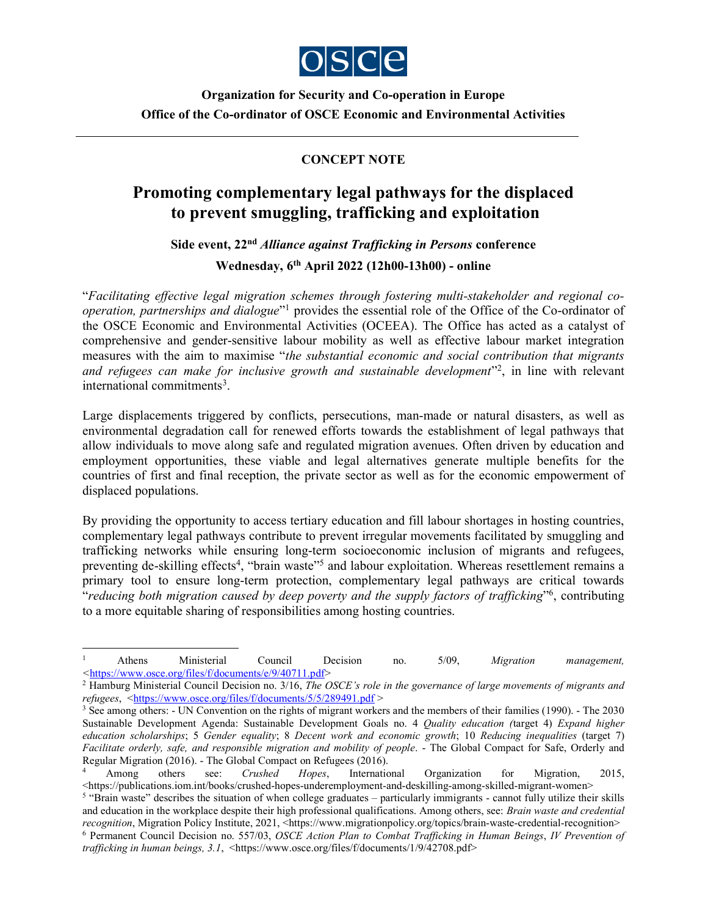**Organization for Security and Co-operation in Europe**
**Office of the Co-ordinator of OSCE Economic and Environmental Activities**

---

**CONCEPT NOTE**

# Promoting complementary legal pathways for the displaced to prevent smuggling, trafficking and exploitation

**Side event, 22nd *Alliance against Trafficking in Persons* conference**

**Wednesday, 6th April 2022 (12h00-13h00) - online**

"*Facilitating effective legal migration schemes through fostering multi-stakeholder and regional co-operation, partnerships and dialogue*"[1] provides the essential role of the Office of the Co-ordinator of the OSCE Economic and Environmental Activities (OCEEA). The Office has acted as a catalyst of comprehensive and gender-sensitive labour mobility as well as effective labour market integration measures with the aim to maximise "*the substantial economic and social contribution that migrants and refugees can make for inclusive growth and sustainable development*"[2], in line with relevant international commitments[3].

Large displacements triggered by conflicts, persecutions, man-made or natural disasters, as well as environmental degradation call for renewed efforts towards the establishment of legal pathways that allow individuals to move along safe and regulated migration avenues. Often driven by education and employment opportunities, these viable and legal alternatives generate multiple benefits for the countries of first and final reception, the private sector as well as for the economic empowerment of displaced populations.

By providing the opportunity to access tertiary education and fill labour shortages in hosting countries, complementary legal pathways contribute to prevent irregular movements facilitated by smuggling and trafficking networks while ensuring long-term socioeconomic inclusion of migrants and refugees, preventing de-skilling effects[4], "brain waste"[5] and labour exploitation. Whereas resettlement remains a primary tool to ensure long-term protection, complementary legal pathways are critical towards "*reducing both migration caused by deep poverty and the supply factors of trafficking*"[6], contributing to a more equitable sharing of responsibilities among hosting countries.

---

[1] Athens Ministerial Council Decision no. 5/09, *Migration management,* <https://www.osce.org/files/f/documents/e/9/40711.pdf>

[2] Hamburg Ministerial Council Decision no. 3/16, *The OSCE's role in the governance of large movements of migrants and refugees*, <https://www.osce.org/files/f/documents/5/5/289491.pdf >

[3] See among others: - UN Convention on the rights of migrant workers and the members of their families (1990). - The 2030 Sustainable Development Agenda: Sustainable Development Goals no. 4 *Quality education (*target 4) *Expand higher education scholarships*; 5 *Gender equality*; 8 *Decent work and economic growth*; 10 *Reducing inequalities* (target 7) *Facilitate orderly, safe, and responsible migration and mobility of people*. - The Global Compact for Safe, Orderly and Regular Migration (2016). - The Global Compact on Refugees (2016).

[4] Among others see: *Crushed Hopes*, International Organization for Migration, 2015, <https://publications.iom.int/books/crushed-hopes-underemployment-and-deskilling-among-skilled-migrant-women>

[5] "Brain waste" describes the situation of when college graduates – particularly immigrants - cannot fully utilize their skills and education in the workplace despite their high professional qualifications. Among others, see: *Brain waste and credential recognition*, Migration Policy Institute, 2021, <https://www.migrationpolicy.org/topics/brain-waste-credential-recognition>

[6] Permanent Council Decision no. 557/03, *OSCE Action Plan to Combat Trafficking in Human Beings*, *IV Prevention of trafficking in human beings, 3.1*, <https://www.osce.org/files/f/documents/1/9/42708.pdf>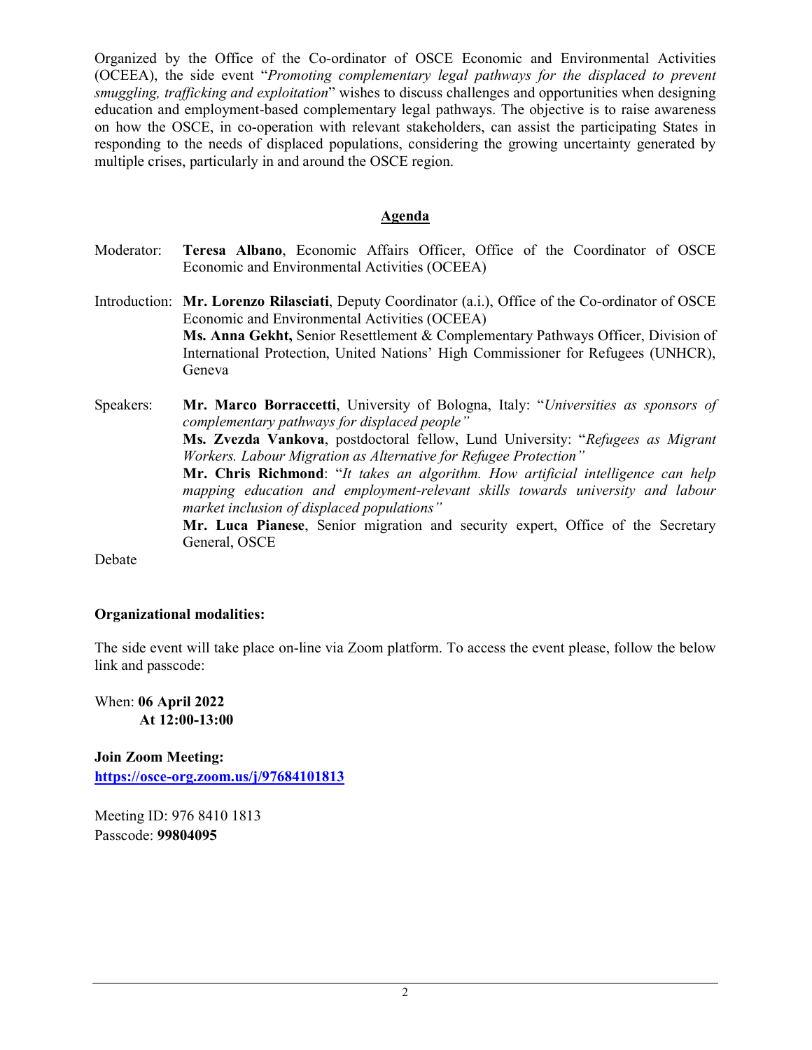Organized by the Office of the Co-ordinator of OSCE Economic and Environmental Activities (OCEEA), the side event "*Promoting complementary legal pathways for the displaced to prevent smuggling, trafficking and exploitation*" wishes to discuss challenges and opportunities when designing education and employment-based complementary legal pathways. The objective is to raise awareness on how the OSCE, in co-operation with relevant stakeholders, can assist the participating States in responding to the needs of displaced populations, considering the growing uncertainty generated by multiple crises, particularly in and around the OSCE region.

## Agenda

Moderator: **Teresa Albano**, Economic Affairs Officer, Office of the Coordinator of OSCE Economic and Environmental Activities (OCEEA)

Introduction: **Mr. Lorenzo Rilasciati**, Deputy Coordinator (a.i.), Office of the Co-ordinator of OSCE Economic and Environmental Activities (OCEEA)
**Ms. Anna Gekht,** Senior Resettlement & Complementary Pathways Officer, Division of International Protection, United Nations' High Commissioner for Refugees (UNHCR), Geneva

Speakers: **Mr. Marco Borraccetti**, University of Bologna, Italy: "*Universities as sponsors of complementary pathways for displaced people"*
**Ms. Zvezda Vankova**, postdoctoral fellow, Lund University: "*Refugees as Migrant Workers. Labour Migration as Alternative for Refugee Protection"*
**Mr. Chris Richmond**: "*It takes an algorithm. How artificial intelligence can help mapping education and employment-relevant skills towards university and labour market inclusion of displaced populations"*
**Mr. Luca Pianese**, Senior migration and security expert, Office of the Secretary General, OSCE

Debate

**Organizational modalities:**

The side event will take place on-line via Zoom platform. To access the event please, follow the below link and passcode:

When: **06 April 2022**
**At 12:00-13:00**

**Join Zoom Meeting:**
**https://osce-org.zoom.us/j/97684101813**

Meeting ID: 976 8410 1813
Passcode: **99804095**